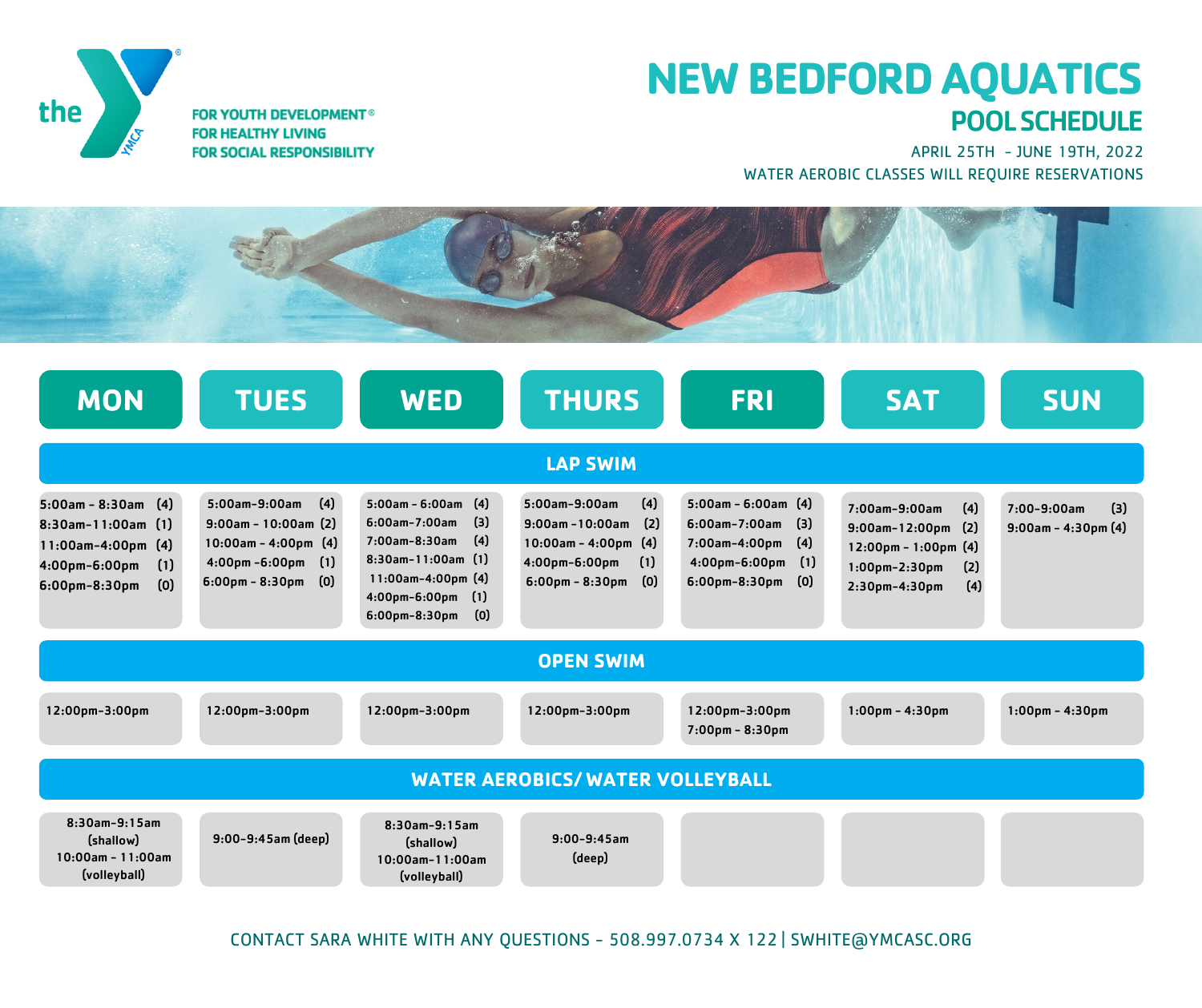the YMCA

FOR YOUTH DEVELOPMENT®
FOR HEALTHY LIVING
FOR SOCIAL RESPONSIBILITY

# NEW BEDFORD AQUATICS

## POOL SCHEDULE

APRIL 25TH - JUNE 19TH, 2022

WATER AEROBIC CLASSES WILL REQUIRE RESERVATIONS

| | MON | TUES | WED | THURS | FRI | SAT | SUN |
|---|---|---|---|---|---|---|---|
| **LAP SWIM** | 5:00am - 8:30am (4)<br>8:30am-11:00am (1)<br>11:00am-4:00pm (4)<br>4:00pm-6:00pm (1)<br>6:00pm-8:30pm (0) | 5:00am-9:00am (4)<br>9:00am - 10:00am (2)<br>10:00am - 4:00pm (4)<br>4:00pm -6:00pm (1)<br>6:00pm - 8:30pm (0) | 5:00am - 6:00am (4)<br>6:00am-7:00am (3)<br>7:00am-8:30am (4)<br>8:30am-11:00am (1)<br>11:00am-4:00pm (4)<br>4:00pm-6:00pm (1)<br>6:00pm-8:30pm (0) | 5:00am-9:00am (4)<br>9:00am -10:00am (2)<br>10:00am - 4:00pm (4)<br>4:00pm-6:00pm (1)<br>6:00pm - 8:30pm (0) | 5:00am - 6:00am (4)<br>6:00am-7:00am (3)<br>7:00am-4:00pm (4)<br>4:00pm-6:00pm (1)<br>6:00pm-8:30pm (0) | 7:00am-9:00am (4)<br>9:00am-12:00pm (2)<br>12:00pm - 1:00pm (4)<br>1:00pm-2:30pm (2)<br>2:30pm-4:30pm (4) | 7:00-9:00am (3)<br>9:00am - 4:30pm (4) |
| **OPEN SWIM** | 12:00pm-3:00pm | 12:00pm-3:00pm | 12:00pm-3:00pm | 12:00pm-3:00pm | 12:00pm-3:00pm<br>7:00pm - 8:30pm | 1:00pm - 4:30pm | 1:00pm - 4:30pm |
| **WATER AEROBICS/ WATER VOLLEYBALL** | 8:30am-9:15am (shallow)<br>10:00am - 11:00am (volleyball) | 9:00-9:45am (deep) | 8:30am-9:15am (shallow)<br>10:00am-11:00am (volleyball) | 9:00-9:45am (deep) | | | |

CONTACT SARA WHITE WITH ANY QUESTIONS - 508.997.0734 X 122 | SWHITE@YMCASC.ORG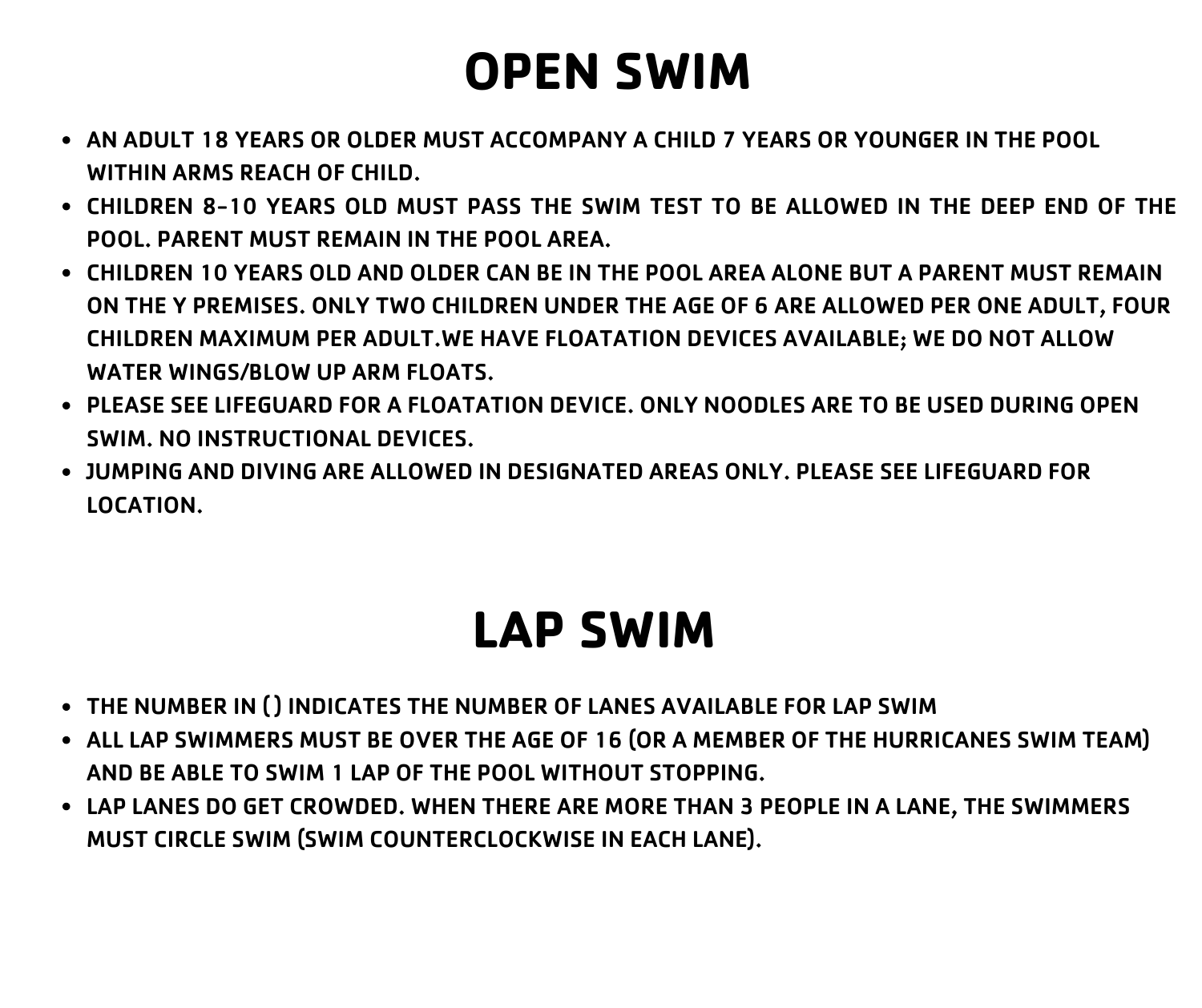# OPEN SWIM

- AN ADULT 18 YEARS OR OLDER MUST ACCOMPANY A CHILD 7 YEARS OR YOUNGER IN THE POOL WITHIN ARMS REACH OF CHILD.
- CHILDREN 8-10 YEARS OLD MUST PASS THE SWIM TEST TO BE ALLOWED IN THE DEEP END OF THE POOL. PARENT MUST REMAIN IN THE POOL AREA.
- CHILDREN 10 YEARS OLD AND OLDER CAN BE IN THE POOL AREA ALONE BUT A PARENT MUST REMAIN ON THE Y PREMISES. ONLY TWO CHILDREN UNDER THE AGE OF 6 ARE ALLOWED PER ONE ADULT, FOUR CHILDREN MAXIMUM PER ADULT.WE HAVE FLOATATION DEVICES AVAILABLE; WE DO NOT ALLOW WATER WINGS/BLOW UP ARM FLOATS.
- PLEASE SEE LIFEGUARD FOR A FLOATATION DEVICE. ONLY NOODLES ARE TO BE USED DURING OPEN SWIM. NO INSTRUCTIONAL DEVICES.
- JUMPING AND DIVING ARE ALLOWED IN DESIGNATED AREAS ONLY. PLEASE SEE LIFEGUARD FOR LOCATION.

# LAP SWIM

- THE NUMBER IN ( ) INDICATES THE NUMBER OF LANES AVAILABLE FOR LAP SWIM
- ALL LAP SWIMMERS MUST BE OVER THE AGE OF 16 (OR A MEMBER OF THE HURRICANES SWIM TEAM) AND BE ABLE TO SWIM 1 LAP OF THE POOL WITHOUT STOPPING.
- LAP LANES DO GET CROWDED. WHEN THERE ARE MORE THAN 3 PEOPLE IN A LANE, THE SWIMMERS MUST CIRCLE SWIM (SWIM COUNTERCLOCKWISE IN EACH LANE).